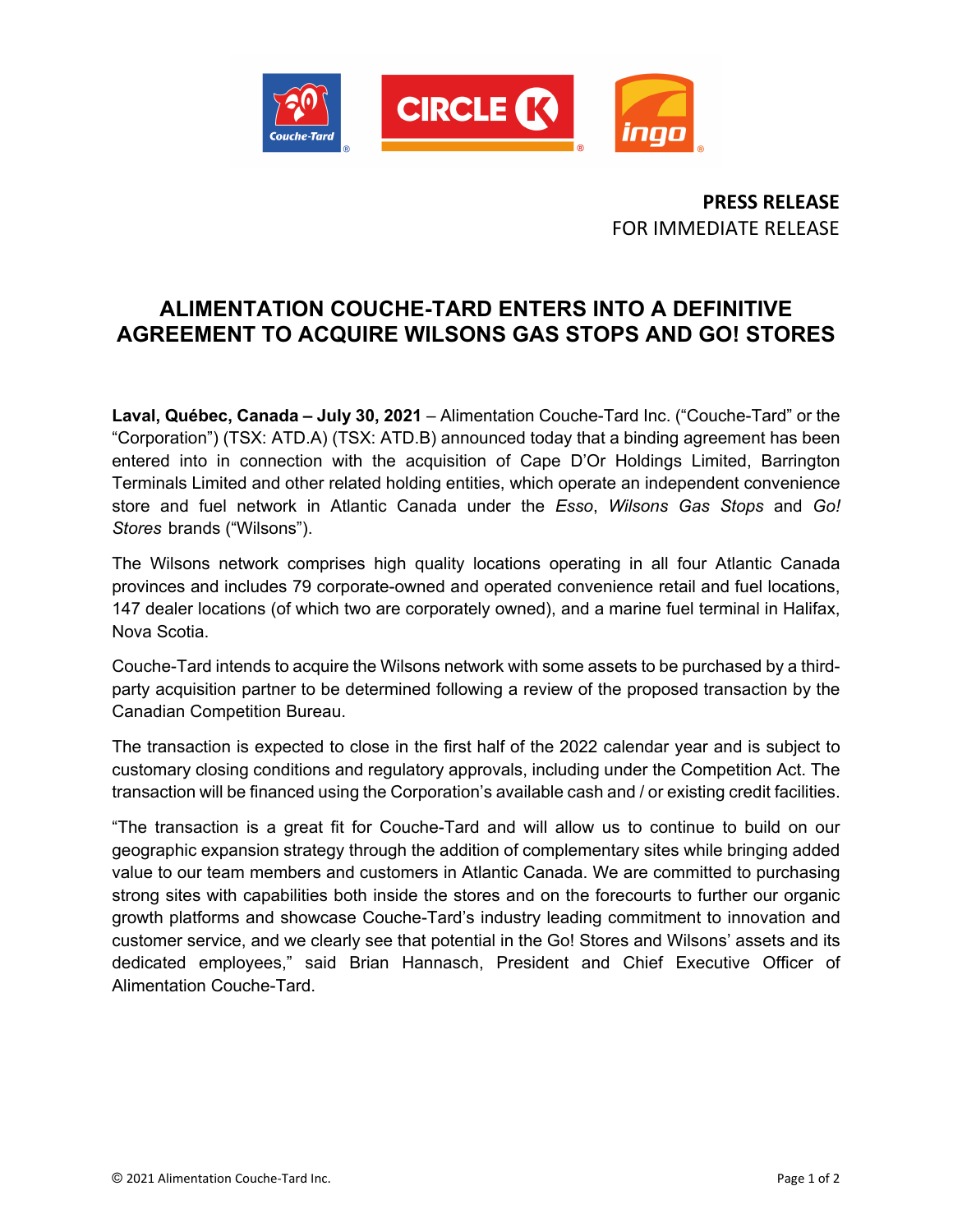**PRESS RELEASE**
FOR IMMEDIATE RELEASE

# ALIMENTATION COUCHE-TARD ENTERS INTO A DEFINITIVE AGREEMENT TO ACQUIRE WILSONS GAS STOPS AND GO! STORES

**Laval, Québec, Canada – July 30, 2021** – Alimentation Couche-Tard Inc. ("Couche-Tard" or the "Corporation") (TSX: ATD.A) (TSX: ATD.B) announced today that a binding agreement has been entered into in connection with the acquisition of Cape D'Or Holdings Limited, Barrington Terminals Limited and other related holding entities, which operate an independent convenience store and fuel network in Atlantic Canada under the *Esso*, *Wilsons Gas Stops* and *Go! Stores* brands ("Wilsons").

The Wilsons network comprises high quality locations operating in all four Atlantic Canada provinces and includes 79 corporate-owned and operated convenience retail and fuel locations, 147 dealer locations (of which two are corporately owned), and a marine fuel terminal in Halifax, Nova Scotia.

Couche-Tard intends to acquire the Wilsons network with some assets to be purchased by a third-party acquisition partner to be determined following a review of the proposed transaction by the Canadian Competition Bureau.

The transaction is expected to close in the first half of the 2022 calendar year and is subject to customary closing conditions and regulatory approvals, including under the Competition Act. The transaction will be financed using the Corporation's available cash and / or existing credit facilities.

"The transaction is a great fit for Couche-Tard and will allow us to continue to build on our geographic expansion strategy through the addition of complementary sites while bringing added value to our team members and customers in Atlantic Canada. We are committed to purchasing strong sites with capabilities both inside the stores and on the forecourts to further our organic growth platforms and showcase Couche-Tard's industry leading commitment to innovation and customer service, and we clearly see that potential in the Go! Stores and Wilsons' assets and its dedicated employees," said Brian Hannasch, President and Chief Executive Officer of Alimentation Couche-Tard.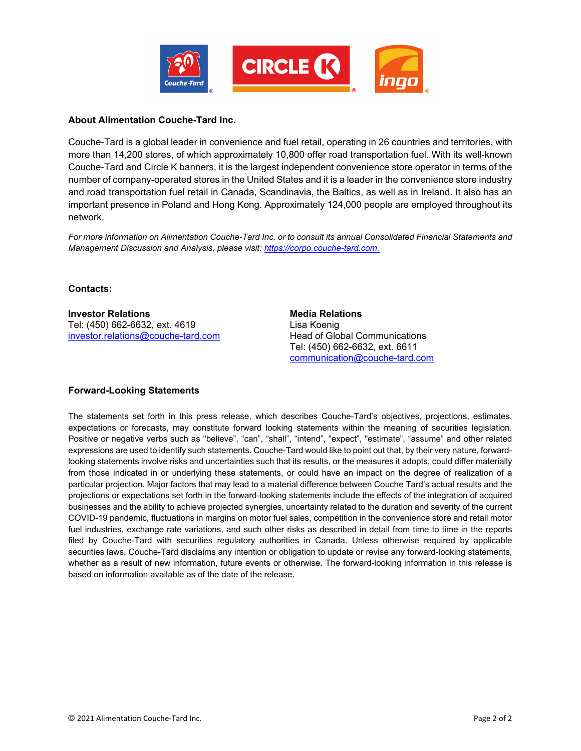## About Alimentation Couche-Tard Inc.

Couche-Tard is a global leader in convenience and fuel retail, operating in 26 countries and territories, with more than 14,200 stores, of which approximately 10,800 offer road transportation fuel. With its well-known Couche-Tard and Circle K banners, it is the largest independent convenience store operator in terms of the number of company-operated stores in the United States and it is a leader in the convenience store industry and road transportation fuel retail in Canada, Scandinavia, the Baltics, as well as in Ireland. It also has an important presence in Poland and Hong Kong. Approximately 124,000 people are employed throughout its network.

*For more information on Alimentation Couche-Tard Inc. or to consult its annual Consolidated Financial Statements and Management Discussion and Analysis, please visit: https://corpo.couche-tard.com.*

**Contacts:**

**Investor Relations**
Tel: (450) 662-6632, ext. 4619
investor.relations@couche-tard.com

**Media Relations**
Lisa Koenig
Head of Global Communications
Tel: (450) 662-6632, ext. 6611
communication@couche-tard.com

## Forward-Looking Statements

The statements set forth in this press release, which describes Couche-Tard's objectives, projections, estimates, expectations or forecasts, may constitute forward looking statements within the meaning of securities legislation. Positive or negative verbs such as "believe", "can", "shall", "intend", "expect", "estimate", "assume" and other related expressions are used to identify such statements. Couche-Tard would like to point out that, by their very nature, forward-looking statements involve risks and uncertainties such that its results, or the measures it adopts, could differ materially from those indicated in or underlying these statements, or could have an impact on the degree of realization of a particular projection. Major factors that may lead to a material difference between Couche Tard's actual results and the projections or expectations set forth in the forward-looking statements include the effects of the integration of acquired businesses and the ability to achieve projected synergies, uncertainty related to the duration and severity of the current COVID-19 pandemic, fluctuations in margins on motor fuel sales, competition in the convenience store and retail motor fuel industries, exchange rate variations, and such other risks as described in detail from time to time in the reports filed by Couche-Tard with securities regulatory authorities in Canada. Unless otherwise required by applicable securities laws, Couche-Tard disclaims any intention or obligation to update or revise any forward-looking statements, whether as a result of new information, future events or otherwise. The forward-looking information in this release is based on information available as of the date of the release.

© 2021 Alimentation Couche-Tard Inc.